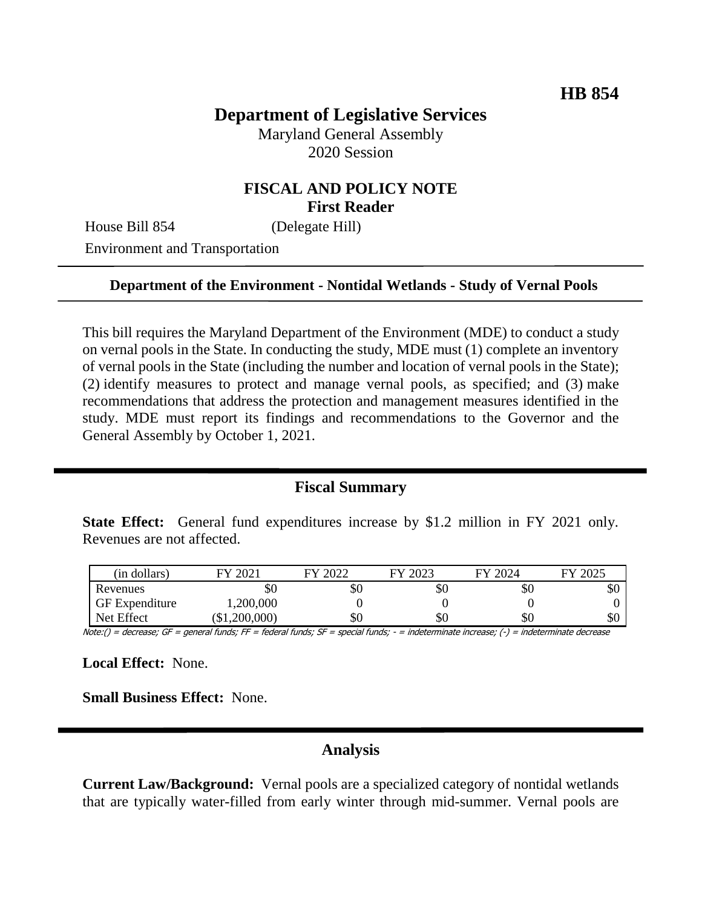**HB 854**

# Department of Legislative Services

Maryland General Assembly
2020 Session

## FISCAL AND POLICY NOTE
**First Reader**

House Bill 854 (Delegate Hill)
Environment and Transportation

---

**Department of the Environment - Nontidal Wetlands - Study of Vernal Pools**

---

This bill requires the Maryland Department of the Environment (MDE) to conduct a study on vernal pools in the State. In conducting the study, MDE must (1) complete an inventory of vernal pools in the State (including the number and location of vernal pools in the State); (2) identify measures to protect and manage vernal pools, as specified; and (3) make recommendations that address the protection and management measures identified in the study. MDE must report its findings and recommendations to the Governor and the General Assembly by October 1, 2021.

## Fiscal Summary

**State Effect:** General fund expenditures increase by $1.2 million in FY 2021 only. Revenues are not affected.

| (in dollars) | FY 2021 | FY 2022 | FY 2023 | FY 2024 | FY 2025 |
|---|---|---|---|---|---|
| Revenues | $0 | $0 | $0 | $0 | $0 |
| GF Expenditure | 1,200,000 | 0 | 0 | 0 | 0 |
| Net Effect | ($1,200,000) | $0 | $0 | $0 | $0 |

Note:() = decrease; GF = general funds; FF = federal funds; SF = special funds; - = indeterminate increase; (-) = indeterminate decrease

**Local Effect:** None.

**Small Business Effect:** None.

## Analysis

**Current Law/Background:** Vernal pools are a specialized category of nontidal wetlands that are typically water-filled from early winter through mid-summer. Vernal pools are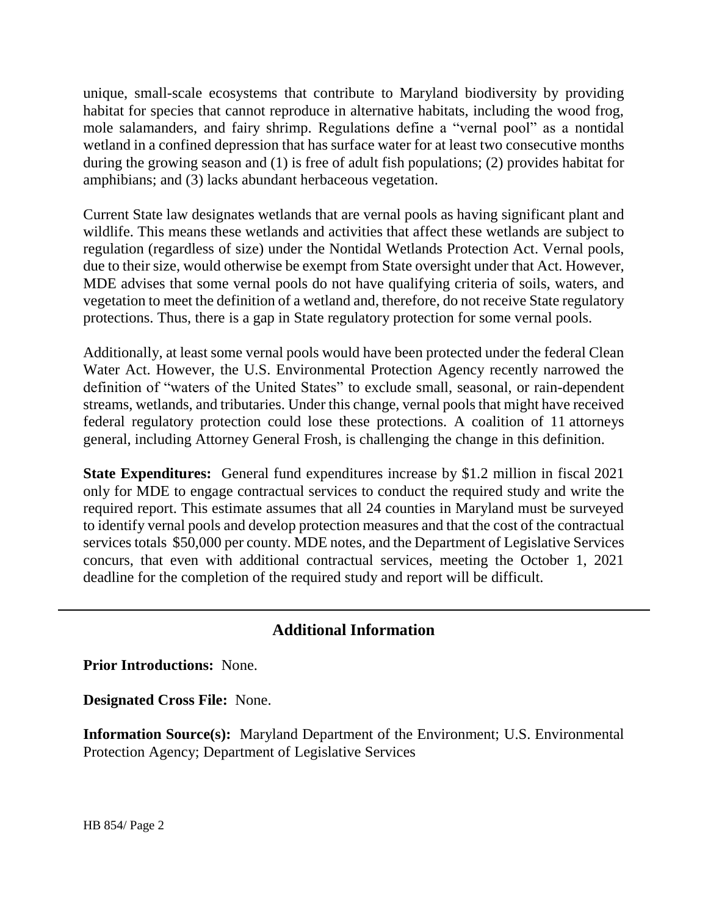unique, small-scale ecosystems that contribute to Maryland biodiversity by providing habitat for species that cannot reproduce in alternative habitats, including the wood frog, mole salamanders, and fairy shrimp. Regulations define a "vernal pool" as a nontidal wetland in a confined depression that has surface water for at least two consecutive months during the growing season and (1) is free of adult fish populations; (2) provides habitat for amphibians; and (3) lacks abundant herbaceous vegetation.

Current State law designates wetlands that are vernal pools as having significant plant and wildlife. This means these wetlands and activities that affect these wetlands are subject to regulation (regardless of size) under the Nontidal Wetlands Protection Act. Vernal pools, due to their size, would otherwise be exempt from State oversight under that Act. However, MDE advises that some vernal pools do not have qualifying criteria of soils, waters, and vegetation to meet the definition of a wetland and, therefore, do not receive State regulatory protections. Thus, there is a gap in State regulatory protection for some vernal pools.

Additionally, at least some vernal pools would have been protected under the federal Clean Water Act. However, the U.S. Environmental Protection Agency recently narrowed the definition of "waters of the United States" to exclude small, seasonal, or rain-dependent streams, wetlands, and tributaries. Under this change, vernal pools that might have received federal regulatory protection could lose these protections. A coalition of 11 attorneys general, including Attorney General Frosh, is challenging the change in this definition.

**State Expenditures:** General fund expenditures increase by $1.2 million in fiscal 2021 only for MDE to engage contractual services to conduct the required study and write the required report. This estimate assumes that all 24 counties in Maryland must be surveyed to identify vernal pools and develop protection measures and that the cost of the contractual services totals $50,000 per county. MDE notes, and the Department of Legislative Services concurs, that even with additional contractual services, meeting the October 1, 2021 deadline for the completion of the required study and report will be difficult.

## Additional Information

**Prior Introductions:** None.

**Designated Cross File:** None.

**Information Source(s):** Maryland Department of the Environment; U.S. Environmental Protection Agency; Department of Legislative Services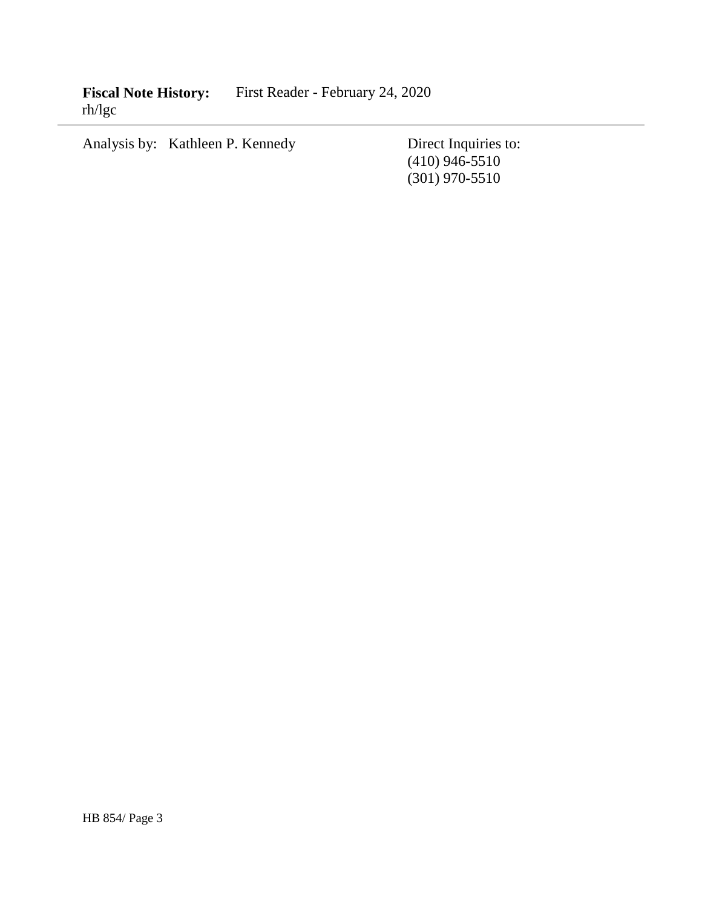**Fiscal Note History:** First Reader - February 24, 2020
rh/lgc

---

Analysis by: Kathleen P. Kennedy

Direct Inquiries to:
(410) 946-5510
(301) 970-5510